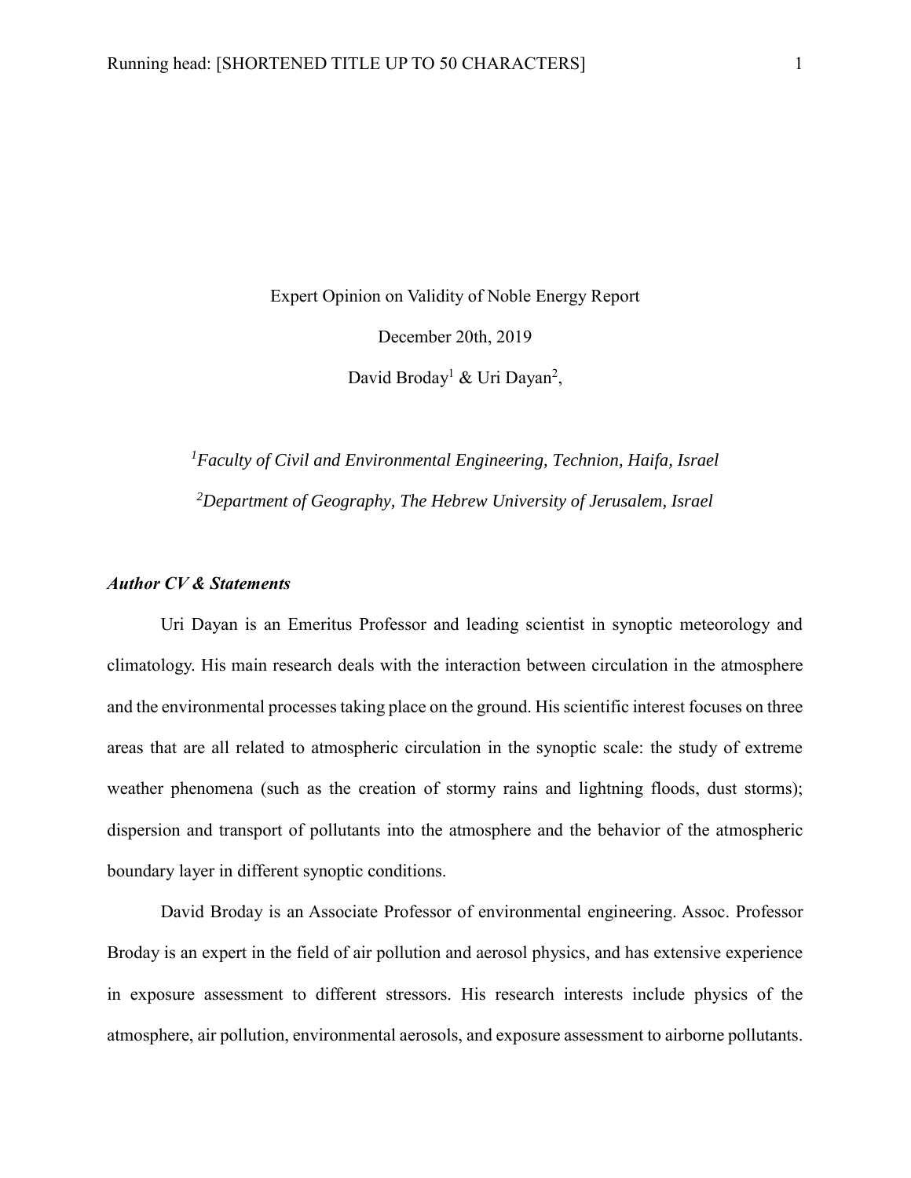Expert Opinion on Validity of Noble Energy Report

December 20th, 2019

David Broday[1] & Uri Dayan[2],

[1]*Faculty of Civil and Environmental Engineering, Technion, Haifa, Israel*

[2]*Department of Geography, The Hebrew University of Jerusalem, Israel*

### ***Author CV & Statements***

Uri Dayan is an Emeritus Professor and leading scientist in synoptic meteorology and climatology. His main research deals with the interaction between circulation in the atmosphere and the environmental processes taking place on the ground. His scientific interest focuses on three areas that are all related to atmospheric circulation in the synoptic scale: the study of extreme weather phenomena (such as the creation of stormy rains and lightning floods, dust storms); dispersion and transport of pollutants into the atmosphere and the behavior of the atmospheric boundary layer in different synoptic conditions.

David Broday is an Associate Professor of environmental engineering. Assoc. Professor Broday is an expert in the field of air pollution and aerosol physics, and has extensive experience in exposure assessment to different stressors. His research interests include physics of the atmosphere, air pollution, environmental aerosols, and exposure assessment to airborne pollutants.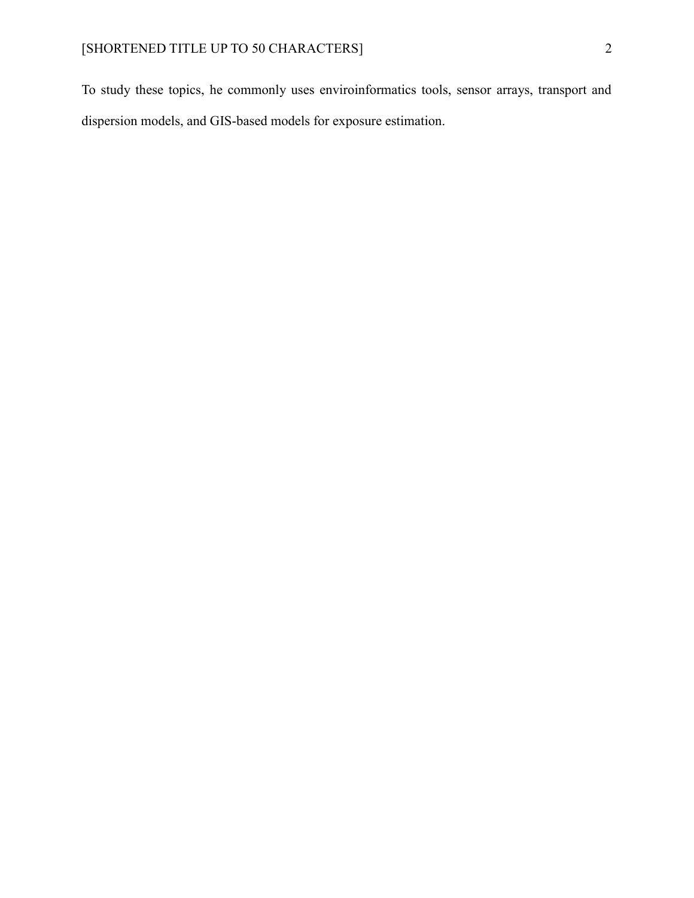To study these topics, he commonly uses enviroinformatics tools, sensor arrays, transport and dispersion models, and GIS-based models for exposure estimation.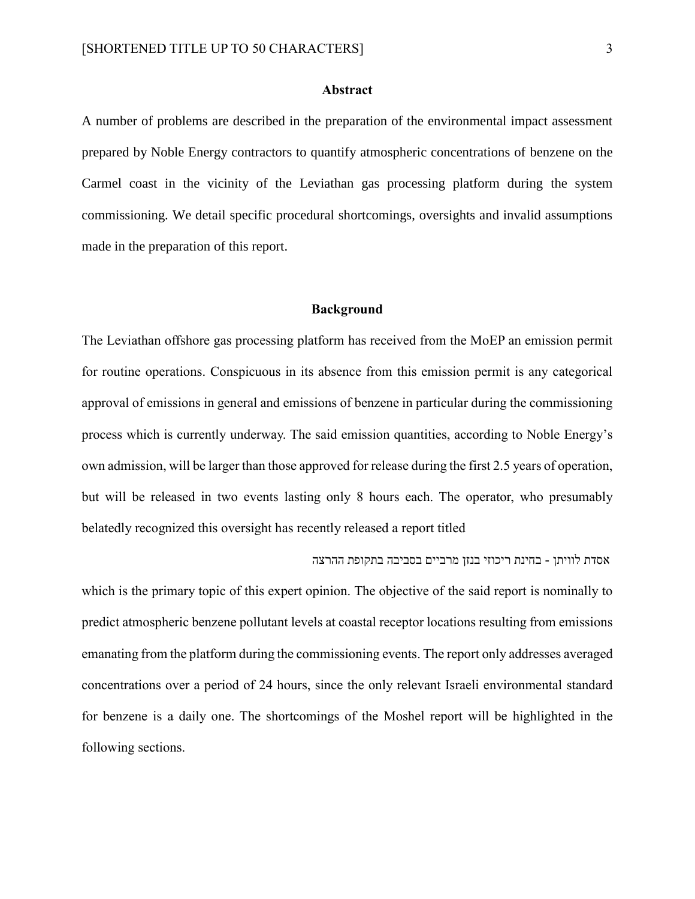## Abstract

A number of problems are described in the preparation of the environmental impact assessment prepared by Noble Energy contractors to quantify atmospheric concentrations of benzene on the Carmel coast in the vicinity of the Leviathan gas processing platform during the system commissioning. We detail specific procedural shortcomings, oversights and invalid assumptions made in the preparation of this report.

## Background

The Leviathan offshore gas processing platform has received from the MoEP an emission permit for routine operations. Conspicuous in its absence from this emission permit is any categorical approval of emissions in general and emissions of benzene in particular during the commissioning process which is currently underway. The said emission quantities, according to Noble Energy's own admission, will be larger than those approved for release during the first 2.5 years of operation, but will be released in two events lasting only 8 hours each. The operator, who presumably belatedly recognized this oversight has recently released a report titled

אסדת לוויתן - בחינת ריכוזי בנזן מרביים בסביבה בתקופת ההרצה

which is the primary topic of this expert opinion. The objective of the said report is nominally to predict atmospheric benzene pollutant levels at coastal receptor locations resulting from emissions emanating from the platform during the commissioning events. The report only addresses averaged concentrations over a period of 24 hours, since the only relevant Israeli environmental standard for benzene is a daily one. The shortcomings of the Moshel report will be highlighted in the following sections.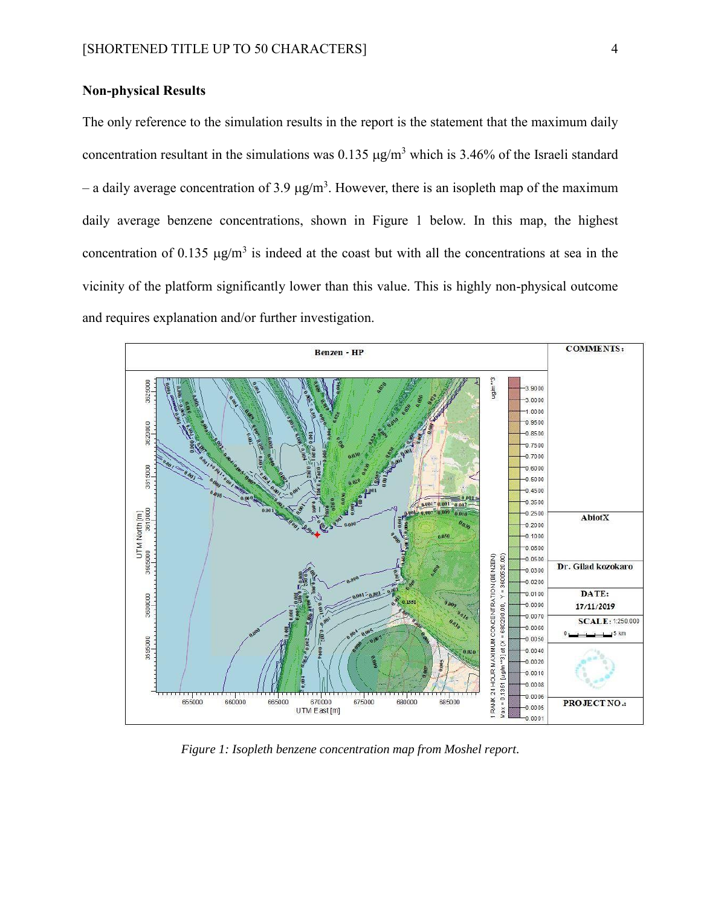### Non-physical Results

The only reference to the simulation results in the report is the statement that the maximum daily concentration resultant in the simulations was 0.135 μg/m$^3$ which is 3.46% of the Israeli standard – a daily average concentration of 3.9 μg/m$^3$. However, there is an isopleth map of the maximum daily average benzene concentrations, shown in Figure 1 below. In this map, the highest concentration of 0.135 μg/m$^3$ is indeed at the coast but with all the concentrations at sea in the vicinity of the platform significantly lower than this value. This is highly non-physical outcome and requires explanation and/or further investigation.

*Figure 1: Isopleth benzene concentration map from Moshel report.*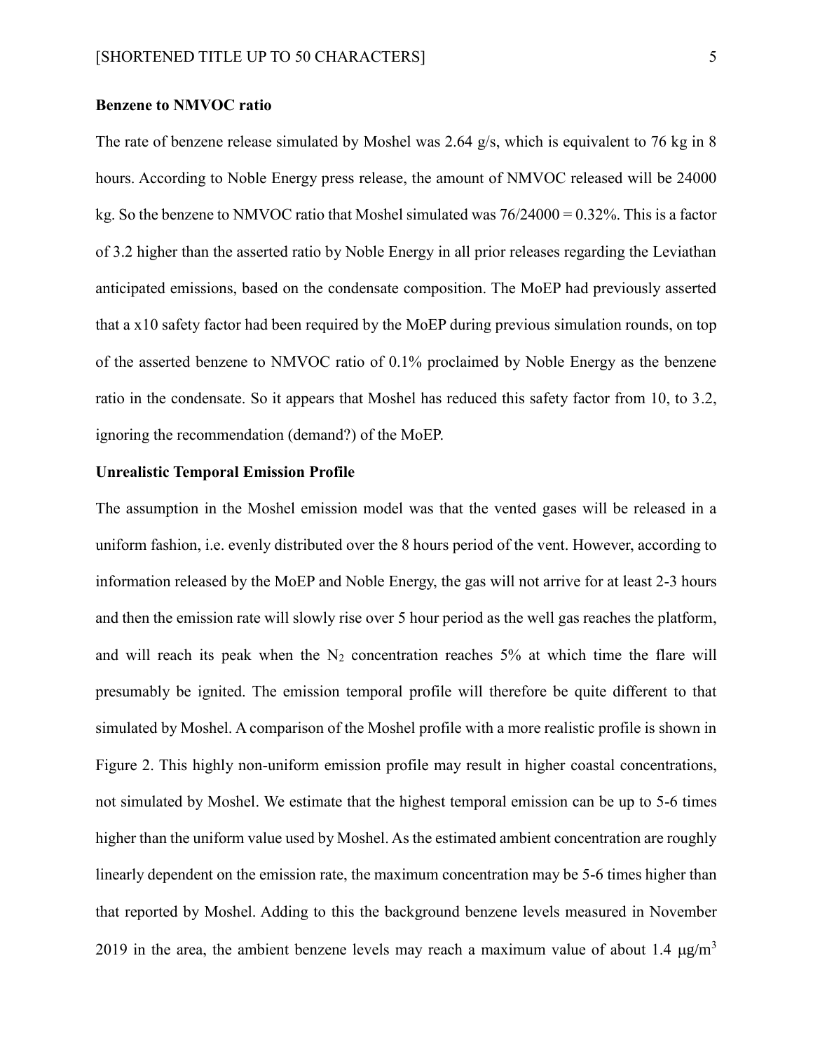**Benzene to NMVOC ratio**

The rate of benzene release simulated by Moshel was 2.64 g/s, which is equivalent to 76 kg in 8 hours. According to Noble Energy press release, the amount of NMVOC released will be 24000 kg. So the benzene to NMVOC ratio that Moshel simulated was 76/24000 = 0.32%. This is a factor of 3.2 higher than the asserted ratio by Noble Energy in all prior releases regarding the Leviathan anticipated emissions, based on the condensate composition. The MoEP had previously asserted that a x10 safety factor had been required by the MoEP during previous simulation rounds, on top of the asserted benzene to NMVOC ratio of 0.1% proclaimed by Noble Energy as the benzene ratio in the condensate. So it appears that Moshel has reduced this safety factor from 10, to 3.2, ignoring the recommendation (demand?) of the MoEP.

**Unrealistic Temporal Emission Profile**

The assumption in the Moshel emission model was that the vented gases will be released in a uniform fashion, i.e. evenly distributed over the 8 hours period of the vent. However, according to information released by the MoEP and Noble Energy, the gas will not arrive for at least 2-3 hours and then the emission rate will slowly rise over 5 hour period as the well gas reaches the platform, and will reach its peak when the $N_2$ concentration reaches 5% at which time the flare will presumably be ignited. The emission temporal profile will therefore be quite different to that simulated by Moshel. A comparison of the Moshel profile with a more realistic profile is shown in Figure 2. This highly non-uniform emission profile may result in higher coastal concentrations, not simulated by Moshel. We estimate that the highest temporal emission can be up to 5-6 times higher than the uniform value used by Moshel. As the estimated ambient concentration are roughly linearly dependent on the emission rate, the maximum concentration may be 5-6 times higher than that reported by Moshel. Adding to this the background benzene levels measured in November 2019 in the area, the ambient benzene levels may reach a maximum value of about 1.4 $\mu g/m^3$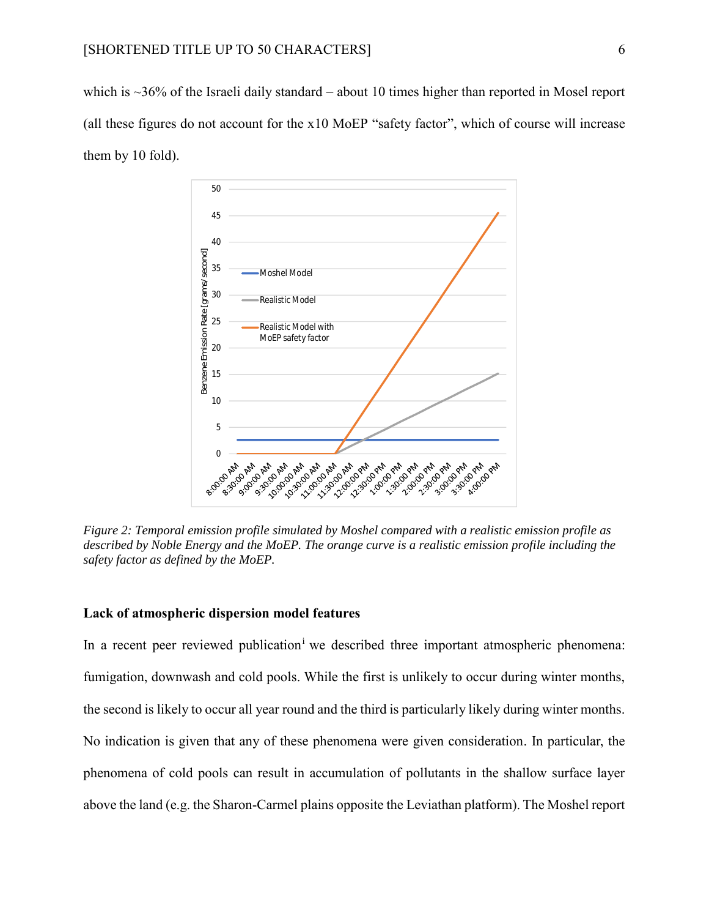which is ~36% of the Israeli daily standard – about 10 times higher than reported in Mosel report (all these figures do not account for the x10 MoEP "safety factor", which of course will increase them by 10 fold).

*Figure 2: Temporal emission profile simulated by Moshel compared with a realistic emission profile as described by Noble Energy and the MoEP. The orange curve is a realistic emission profile including the safety factor as defined by the MoEP.*

**Lack of atmospheric dispersion model features**

In a recent peer reviewed publication[i] we described three important atmospheric phenomena: fumigation, downwash and cold pools. While the first is unlikely to occur during winter months, the second is likely to occur all year round and the third is particularly likely during winter months. No indication is given that any of these phenomena were given consideration. In particular, the phenomena of cold pools can result in accumulation of pollutants in the shallow surface layer above the land (e.g. the Sharon-Carmel plains opposite the Leviathan platform). The Moshel report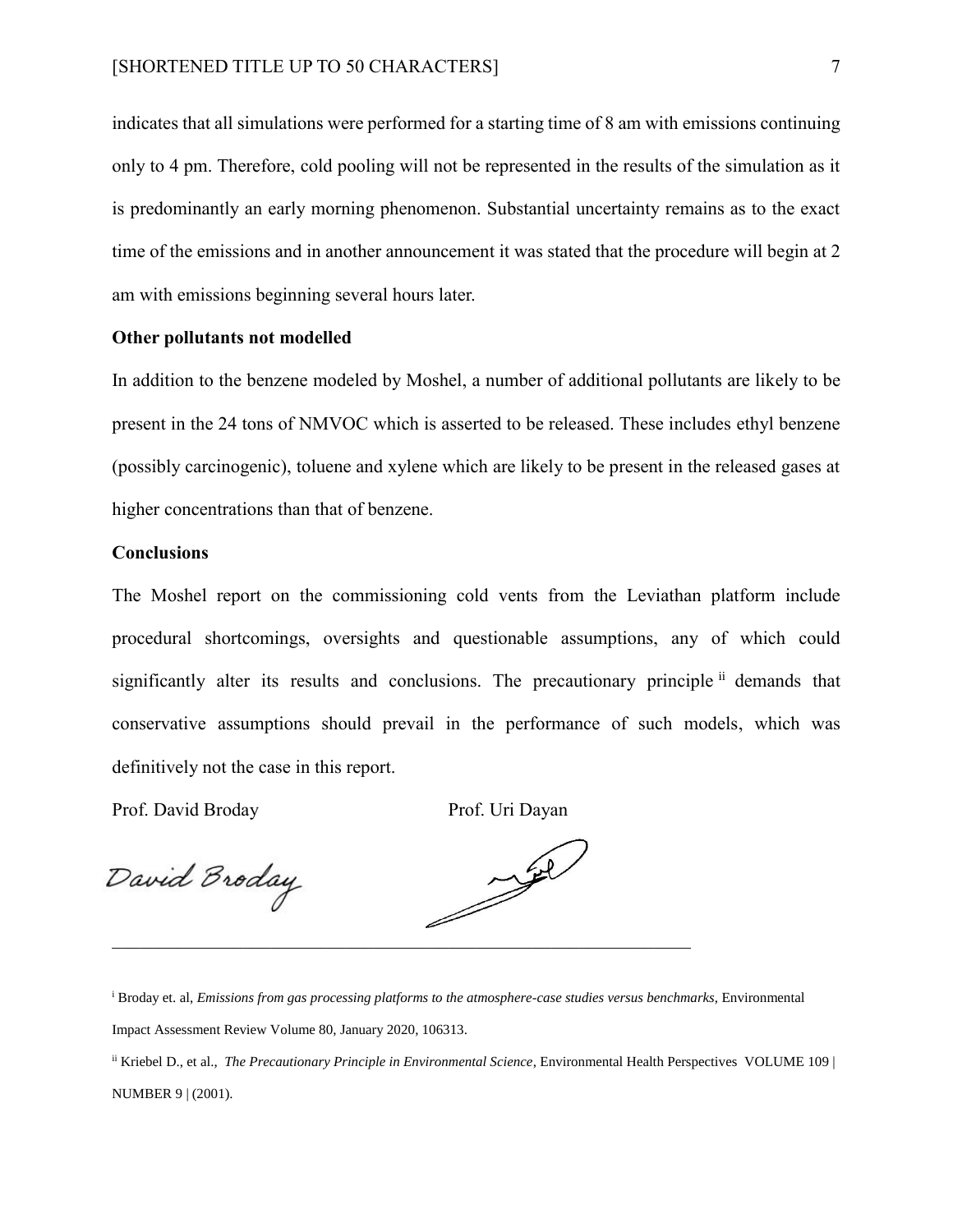indicates that all simulations were performed for a starting time of 8 am with emissions continuing only to 4 pm. Therefore, cold pooling will not be represented in the results of the simulation as it is predominantly an early morning phenomenon. Substantial uncertainty remains as to the exact time of the emissions and in another announcement it was stated that the procedure will begin at 2 am with emissions beginning several hours later.

**Other pollutants not modelled**

In addition to the benzene modeled by Moshel, a number of additional pollutants are likely to be present in the 24 tons of NMVOC which is asserted to be released. These includes ethyl benzene (possibly carcinogenic), toluene and xylene which are likely to be present in the released gases at higher concentrations than that of benzene.

**Conclusions**

The Moshel report on the commissioning cold vents from the Leviathan platform include procedural shortcomings, oversights and questionable assumptions, any of which could significantly alter its results and conclusions. The precautionary principle [ii] demands that conservative assumptions should prevail in the performance of such models, which was definitively not the case in this report.

Prof. David Broday Prof. Uri Dayan

David Broday

---

[i] Broday et. al, *Emissions from gas processing platforms to the atmosphere-case studies versus benchmarks*, Environmental Impact Assessment Review Volume 80, January 2020, 106313.

[ii] Kriebel D., et al., *The Precautionary Principle in Environmental Science*, Environmental Health Perspectives VOLUME 109 | NUMBER 9 | (2001).